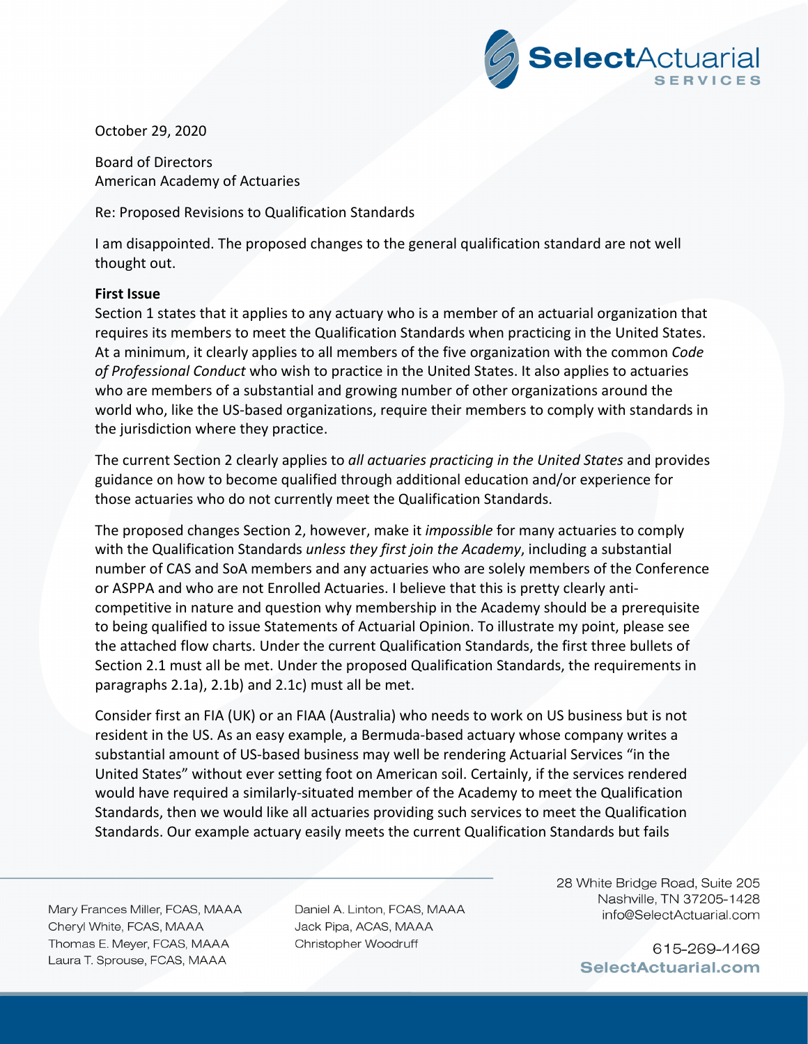October 29, 2020

Board of Directors
American Academy of Actuaries

Re: Proposed Revisions to Qualification Standards

I am disappointed. The proposed changes to the general qualification standard are not well thought out.

**First Issue**
Section 1 states that it applies to any actuary who is a member of an actuarial organization that requires its members to meet the Qualification Standards when practicing in the United States. At a minimum, it clearly applies to all members of the five organization with the common *Code of Professional Conduct* who wish to practice in the United States. It also applies to actuaries who are members of a substantial and growing number of other organizations around the world who, like the US-based organizations, require their members to comply with standards in the jurisdiction where they practice.

The current Section 2 clearly applies to *all actuaries practicing in the United States* and provides guidance on how to become qualified through additional education and/or experience for those actuaries who do not currently meet the Qualification Standards.

The proposed changes Section 2, however, make it *impossible* for many actuaries to comply with the Qualification Standards *unless they first join the Academy*, including a substantial number of CAS and SoA members and any actuaries who are solely members of the Conference or ASPPA and who are not Enrolled Actuaries. I believe that this is pretty clearly anti-competitive in nature and question why membership in the Academy should be a prerequisite to being qualified to issue Statements of Actuarial Opinion. To illustrate my point, please see the attached flow charts. Under the current Qualification Standards, the first three bullets of Section 2.1 must all be met. Under the proposed Qualification Standards, the requirements in paragraphs 2.1a), 2.1b) and 2.1c) must all be met.

Consider first an FIA (UK) or an FIAA (Australia) who needs to work on US business but is not resident in the US. As an easy example, a Bermuda-based actuary whose company writes a substantial amount of US-based business may well be rendering Actuarial Services "in the United States" without ever setting foot on American soil. Certainly, if the services rendered would have required a similarly-situated member of the Academy to meet the Qualification Standards, then we would like all actuaries providing such services to meet the Qualification Standards. Our example actuary easily meets the current Qualification Standards but fails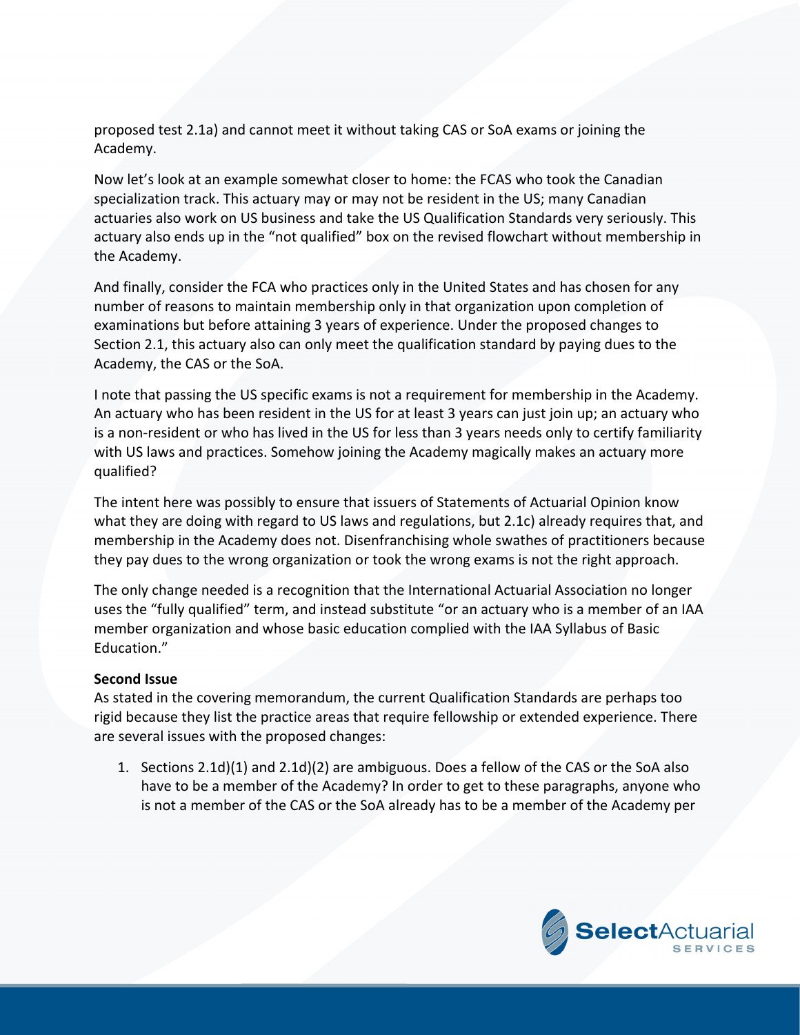proposed test 2.1a) and cannot meet it without taking CAS or SoA exams or joining the Academy.

Now let's look at an example somewhat closer to home: the FCAS who took the Canadian specialization track. This actuary may or may not be resident in the US; many Canadian actuaries also work on US business and take the US Qualification Standards very seriously. This actuary also ends up in the "not qualified" box on the revised flowchart without membership in the Academy.

And finally, consider the FCA who practices only in the United States and has chosen for any number of reasons to maintain membership only in that organization upon completion of examinations but before attaining 3 years of experience. Under the proposed changes to Section 2.1, this actuary also can only meet the qualification standard by paying dues to the Academy, the CAS or the SoA.

I note that passing the US specific exams is not a requirement for membership in the Academy. An actuary who has been resident in the US for at least 3 years can just join up; an actuary who is a non-resident or who has lived in the US for less than 3 years needs only to certify familiarity with US laws and practices. Somehow joining the Academy magically makes an actuary more qualified?

The intent here was possibly to ensure that issuers of Statements of Actuarial Opinion know what they are doing with regard to US laws and regulations, but 2.1c) already requires that, and membership in the Academy does not. Disenfranchising whole swathes of practitioners because they pay dues to the wrong organization or took the wrong exams is not the right approach.

The only change needed is a recognition that the International Actuarial Association no longer uses the "fully qualified" term, and instead substitute "or an actuary who is a member of an IAA member organization and whose basic education complied with the IAA Syllabus of Basic Education."

**Second Issue**

As stated in the covering memorandum, the current Qualification Standards are perhaps too rigid because they list the practice areas that require fellowship or extended experience. There are several issues with the proposed changes:

1. Sections 2.1d)(1) and 2.1d)(2) are ambiguous. Does a fellow of the CAS or the SoA also have to be a member of the Academy? In order to get to these paragraphs, anyone who is not a member of the CAS or the SoA already has to be a member of the Academy per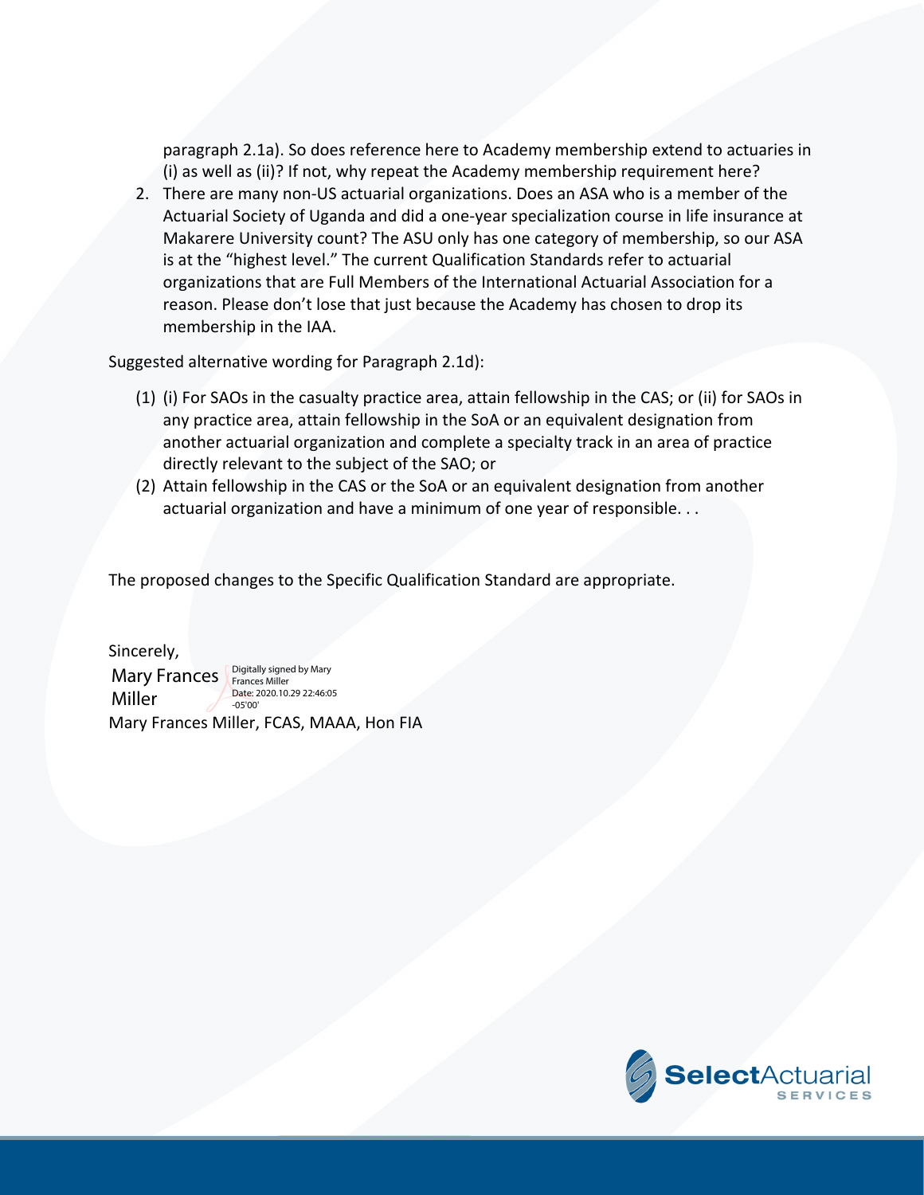paragraph 2.1a). So does reference here to Academy membership extend to actuaries in (i) as well as (ii)? If not, why repeat the Academy membership requirement here?

2. There are many non-US actuarial organizations. Does an ASA who is a member of the Actuarial Society of Uganda and did a one-year specialization course in life insurance at Makarere University count? The ASU only has one category of membership, so our ASA is at the "highest level." The current Qualification Standards refer to actuarial organizations that are Full Members of the International Actuarial Association for a reason. Please don't lose that just because the Academy has chosen to drop its membership in the IAA.

Suggested alternative wording for Paragraph 2.1d):

(1) (i) For SAOs in the casualty practice area, attain fellowship in the CAS; or (ii) for SAOs in any practice area, attain fellowship in the SoA or an equivalent designation from another actuarial organization and complete a specialty track in an area of practice directly relevant to the subject of the SAO; or

(2) Attain fellowship in the CAS or the SoA or an equivalent designation from another actuarial organization and have a minimum of one year of responsible. . .

The proposed changes to the Specific Qualification Standard are appropriate.

Sincerely,

Mary Frances Miller

Digitally signed by Mary Frances Miller
Date: 2020.10.29 22:46:05 -05'00'

Mary Frances Miller, FCAS, MAAA, Hon FIA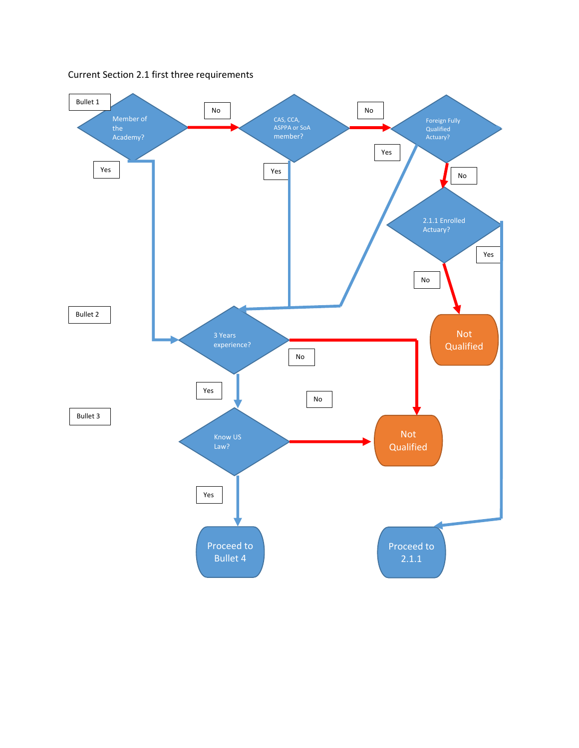Current Section 2.1 first three requirements

Bullet 1

Member of the Academy?

No

CAS, CCA, ASPPA or SoA member?

No

Foreign Fully Qualified Actuary?

Yes

Yes

Yes

No

2.1.1 Enrolled Actuary?

Yes

No

Bullet 2

3 Years experience?

Not Qualified

No

Yes

No

Bullet 3

Know US Law?

Not Qualified

Yes

Proceed to Bullet 4

Proceed to 2.1.1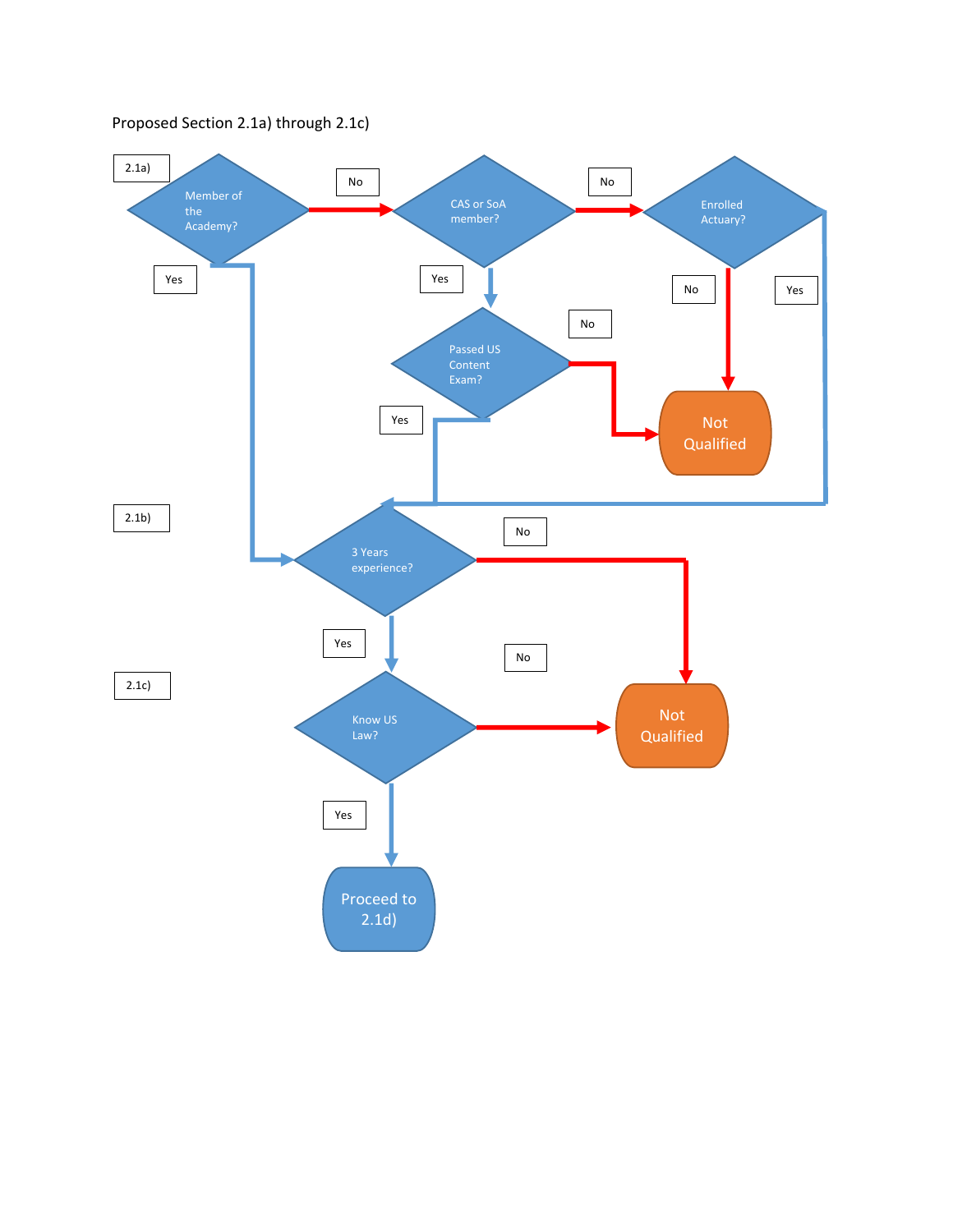Proposed Section 2.1a) through 2.1c)

2.1a)

Member of the Academy?

No

CAS or SoA member?

No

Enrolled Actuary?

Yes

Yes

No

Yes

No

Passed US Content Exam?

Yes

Not Qualified

2.1b)

3 Years experience?

No

Yes

No

2.1c)

Know US Law?

Not Qualified

Yes

Proceed to 2.1d)